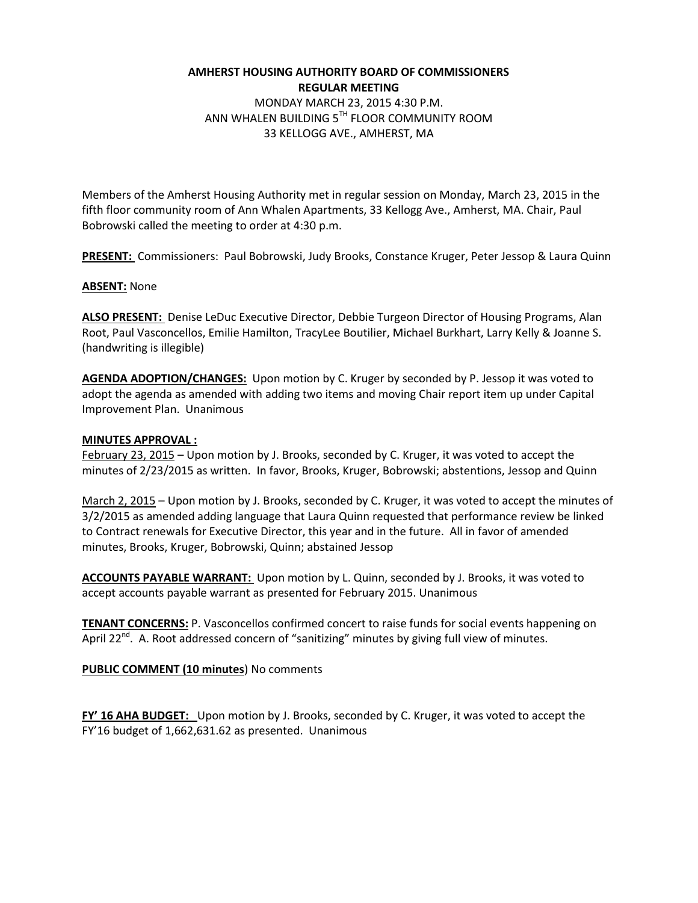**AMHERST HOUSING AUTHORITY BOARD OF COMMISSIONERS**
**REGULAR MEETING**
MONDAY MARCH 23, 2015 4:30 P.M.
ANN WHALEN BUILDING 5TH FLOOR COMMUNITY ROOM
33 KELLOGG AVE., AMHERST, MA

Members of the Amherst Housing Authority met in regular session on Monday, March 23, 2015 in the fifth floor community room of Ann Whalen Apartments, 33 Kellogg Ave., Amherst, MA. Chair, Paul Bobrowski called the meeting to order at 4:30 p.m.

**PRESENT:** Commissioners: Paul Bobrowski, Judy Brooks, Constance Kruger, Peter Jessop & Laura Quinn

**ABSENT:** None

**ALSO PRESENT:** Denise LeDuc Executive Director, Debbie Turgeon Director of Housing Programs, Alan Root, Paul Vasconcellos, Emilie Hamilton, TracyLee Boutilier, Michael Burkhart, Larry Kelly & Joanne S. (handwriting is illegible)

**AGENDA ADOPTION/CHANGES:** Upon motion by C. Kruger by seconded by P. Jessop it was voted to adopt the agenda as amended with adding two items and moving Chair report item up under Capital Improvement Plan. Unanimous

**MINUTES APPROVAL :**

February 23, 2015 – Upon motion by J. Brooks, seconded by C. Kruger, it was voted to accept the minutes of 2/23/2015 as written. In favor, Brooks, Kruger, Bobrowski; abstentions, Jessop and Quinn

March 2, 2015 – Upon motion by J. Brooks, seconded by C. Kruger, it was voted to accept the minutes of 3/2/2015 as amended adding language that Laura Quinn requested that performance review be linked to Contract renewals for Executive Director, this year and in the future. All in favor of amended minutes, Brooks, Kruger, Bobrowski, Quinn; abstained Jessop

**ACCOUNTS PAYABLE WARRANT:** Upon motion by L. Quinn, seconded by J. Brooks, it was voted to accept accounts payable warrant as presented for February 2015. Unanimous

**TENANT CONCERNS:** P. Vasconcellos confirmed concert to raise funds for social events happening on April 22nd. A. Root addressed concern of "sanitizing" minutes by giving full view of minutes.

**PUBLIC COMMENT (10 minutes**) No comments

**FY' 16 AHA BUDGET:** Upon motion by J. Brooks, seconded by C. Kruger, it was voted to accept the FY'16 budget of 1,662,631.62 as presented. Unanimous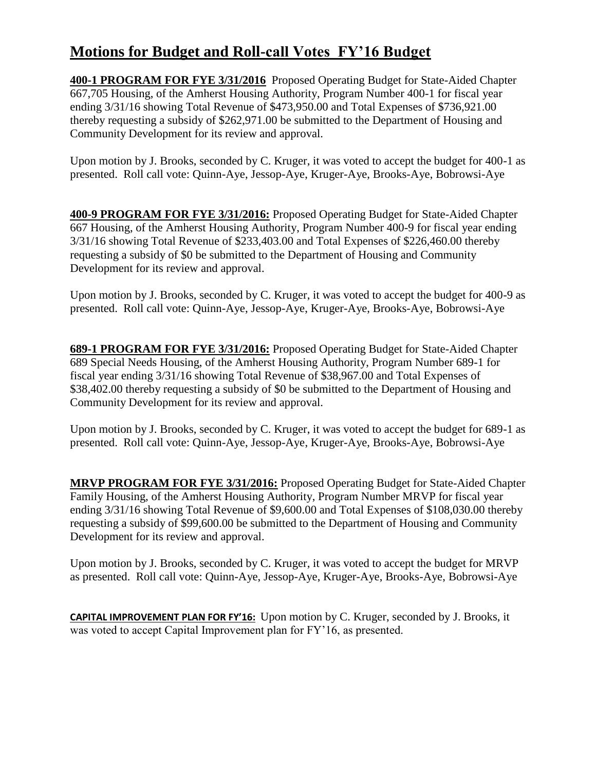# Motions for Budget and Roll-call Votes  FY'16 Budget

**400-1 PROGRAM FOR FYE 3/31/2016** Proposed Operating Budget for State-Aided Chapter 667,705 Housing, of the Amherst Housing Authority, Program Number 400-1 for fiscal year ending 3/31/16 showing Total Revenue of $473,950.00 and Total Expenses of $736,921.00 thereby requesting a subsidy of $262,971.00 be submitted to the Department of Housing and Community Development for its review and approval.

Upon motion by J. Brooks, seconded by C. Kruger, it was voted to accept the budget for 400-1 as presented. Roll call vote: Quinn-Aye, Jessop-Aye, Kruger-Aye, Brooks-Aye, Bobrowsi-Aye

**400-9 PROGRAM FOR FYE 3/31/2016:** Proposed Operating Budget for State-Aided Chapter 667 Housing, of the Amherst Housing Authority, Program Number 400-9 for fiscal year ending 3/31/16 showing Total Revenue of $233,403.00 and Total Expenses of $226,460.00 thereby requesting a subsidy of $0 be submitted to the Department of Housing and Community Development for its review and approval.

Upon motion by J. Brooks, seconded by C. Kruger, it was voted to accept the budget for 400-9 as presented. Roll call vote: Quinn-Aye, Jessop-Aye, Kruger-Aye, Brooks-Aye, Bobrowsi-Aye

**689-1 PROGRAM FOR FYE 3/31/2016:** Proposed Operating Budget for State-Aided Chapter 689 Special Needs Housing, of the Amherst Housing Authority, Program Number 689-1 for fiscal year ending 3/31/16 showing Total Revenue of $38,967.00 and Total Expenses of $38,402.00 thereby requesting a subsidy of $0 be submitted to the Department of Housing and Community Development for its review and approval.

Upon motion by J. Brooks, seconded by C. Kruger, it was voted to accept the budget for 689-1 as presented. Roll call vote: Quinn-Aye, Jessop-Aye, Kruger-Aye, Brooks-Aye, Bobrowsi-Aye

**MRVP PROGRAM FOR FYE 3/31/2016:** Proposed Operating Budget for State-Aided Chapter Family Housing, of the Amherst Housing Authority, Program Number MRVP for fiscal year ending 3/31/16 showing Total Revenue of $9,600.00 and Total Expenses of $108,030.00 thereby requesting a subsidy of $99,600.00 be submitted to the Department of Housing and Community Development for its review and approval.

Upon motion by J. Brooks, seconded by C. Kruger, it was voted to accept the budget for MRVP as presented. Roll call vote: Quinn-Aye, Jessop-Aye, Kruger-Aye, Brooks-Aye, Bobrowsi-Aye

**CAPITAL IMPROVEMENT PLAN FOR FY'16:** Upon motion by C. Kruger, seconded by J. Brooks, it was voted to accept Capital Improvement plan for FY'16, as presented.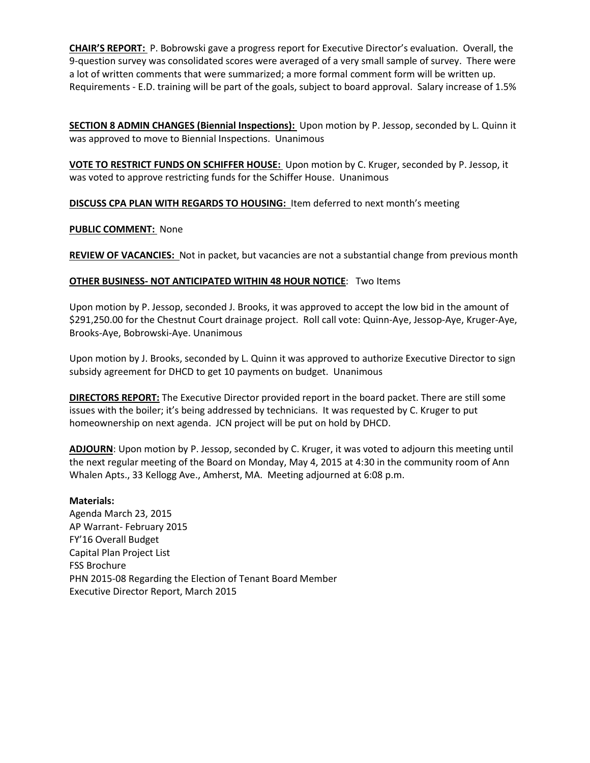**CHAIR'S REPORT:** P. Bobrowski gave a progress report for Executive Director's evaluation. Overall, the 9-question survey was consolidated scores were averaged of a very small sample of survey. There were a lot of written comments that were summarized; a more formal comment form will be written up. Requirements - E.D. training will be part of the goals, subject to board approval. Salary increase of 1.5%

**SECTION 8 ADMIN CHANGES (Biennial Inspections):** Upon motion by P. Jessop, seconded by L. Quinn it was approved to move to Biennial Inspections. Unanimous

**VOTE TO RESTRICT FUNDS ON SCHIFFER HOUSE:** Upon motion by C. Kruger, seconded by P. Jessop, it was voted to approve restricting funds for the Schiffer House. Unanimous

**DISCUSS CPA PLAN WITH REGARDS TO HOUSING:** Item deferred to next month's meeting

**PUBLIC COMMENT:** None

**REVIEW OF VACANCIES:** Not in packet, but vacancies are not a substantial change from previous month

**OTHER BUSINESS- NOT ANTICIPATED WITHIN 48 HOUR NOTICE**: Two Items

Upon motion by P. Jessop, seconded J. Brooks, it was approved to accept the low bid in the amount of $291,250.00 for the Chestnut Court drainage project. Roll call vote: Quinn-Aye, Jessop-Aye, Kruger-Aye, Brooks-Aye, Bobrowski-Aye. Unanimous

Upon motion by J. Brooks, seconded by L. Quinn it was approved to authorize Executive Director to sign subsidy agreement for DHCD to get 10 payments on budget. Unanimous

**DIRECTORS REPORT:** The Executive Director provided report in the board packet. There are still some issues with the boiler; it's being addressed by technicians. It was requested by C. Kruger to put homeownership on next agenda. JCN project will be put on hold by DHCD.

**ADJOURN**: Upon motion by P. Jessop, seconded by C. Kruger, it was voted to adjourn this meeting until the next regular meeting of the Board on Monday, May 4, 2015 at 4:30 in the community room of Ann Whalen Apts., 33 Kellogg Ave., Amherst, MA. Meeting adjourned at 6:08 p.m.

**Materials:**
Agenda March 23, 2015
AP Warrant- February 2015
FY'16 Overall Budget
Capital Plan Project List
FSS Brochure
PHN 2015-08 Regarding the Election of Tenant Board Member
Executive Director Report, March 2015